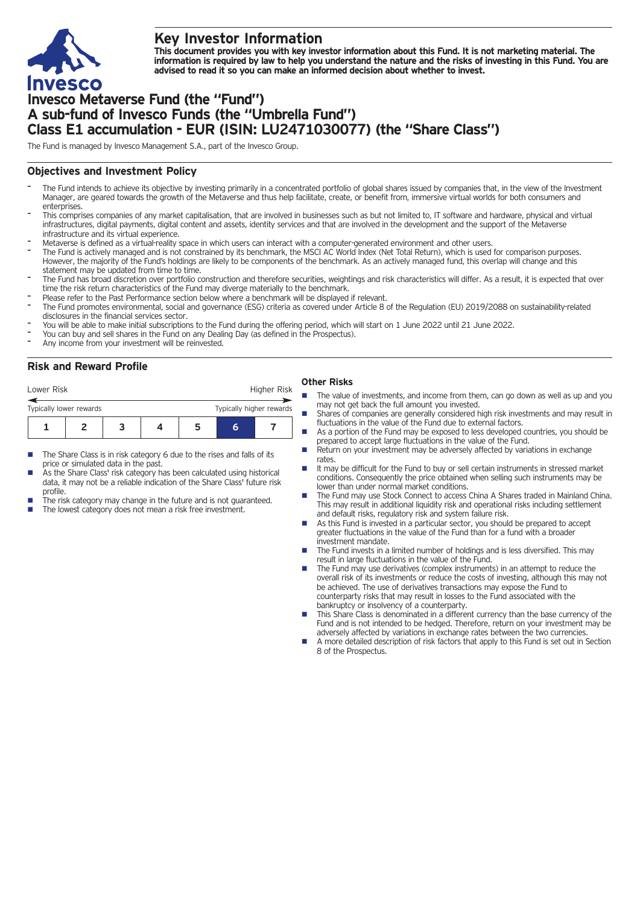# Key Investor Information

**This document provides you with key investor information about this Fund. It is not marketing material. The information is required by law to help you understand the nature and the risks of investing in this Fund. You are advised to read it so you can make an informed decision about whether to invest.**

# Invesco Metaverse Fund (the "Fund") A sub-fund of Invesco Funds (the "Umbrella Fund") Class E1 accumulation - EUR (ISIN: LU2471030077) (the "Share Class")

The Fund is managed by Invesco Management S.A., part of the Invesco Group.

## Objectives and Investment Policy

- The Fund intends to achieve its objective by investing primarily in a concentrated portfolio of global shares issued by companies that, in the view of the Investment Manager, are geared towards the growth of the Metaverse and thus help facilitate, create, or benefit from, immersive virtual worlds for both consumers and enterprises.
- This comprises companies of any market capitalisation, that are involved in businesses such as but not limited to, IT software and hardware, physical and virtual infrastructures, digital payments, digital content and assets, identity services and that are involved in the development and the support of the Metaverse infrastructure and its virtual experience.
- Metaverse is defined as a virtual-reality space in which users can interact with a computer-generated environment and other users.
- The Fund is actively managed and is not constrained by its benchmark, the MSCI AC World Index (Net Total Return), which is used for comparison purposes. However, the majority of the Fund's holdings are likely to be components of the benchmark. As an actively managed fund, this overlap will change and this statement may be updated from time to time.
- The Fund has broad discretion over portfolio construction and therefore securities, weightings and risk characteristics will differ. As a result, it is expected that over time the risk return characteristics of the Fund may diverge materially to the benchmark.
- Please refer to the Past Performance section below where a benchmark will be displayed if relevant.
- The Fund promotes environmental, social and governance (ESG) criteria as covered under Article 8 of the Regulation (EU) 2019/2088 on sustainability-related disclosures in the financial services sector.
- You will be able to make initial subscriptions to the Fund during the offering period, which will start on 1 June 2022 until 21 June 2022.
- You can buy and sell shares in the Fund on any Dealing Day (as defined in the Prospectus).
- Any income from your investment will be reinvested.

## Risk and Reward Profile

| Lower Risk | | | | | | Higher Risk |
|---|---|---|---|---|---|---|
| Typically lower rewards | | | | | | Typically higher rewards |
| 1 | 2 | 3 | 4 | 5 | **6** | 7 |

- The Share Class is in risk category 6 due to the rises and falls of its price or simulated data in the past.
- As the Share Class' risk category has been calculated using historical data, it may not be a reliable indication of the Share Class' future risk profile.
- The risk category may change in the future and is not guaranteed.
- The lowest category does not mean a risk free investment.

### Other Risks

- The value of investments, and income from them, can go down as well as up and you may not get back the full amount you invested.
- Shares of companies are generally considered high risk investments and may result in fluctuations in the value of the Fund due to external factors.
- As a portion of the Fund may be exposed to less developed countries, you should be prepared to accept large fluctuations in the value of the Fund.
- Return on your investment may be adversely affected by variations in exchange rates.
- It may be difficult for the Fund to buy or sell certain instruments in stressed market conditions. Consequently the price obtained when selling such instruments may be lower than under normal market conditions.
- The Fund may use Stock Connect to access China A Shares traded in Mainland China. This may result in additional liquidity risk and operational risks including settlement and default risks, regulatory risk and system failure risk.
- As this Fund is invested in a particular sector, you should be prepared to accept greater fluctuations in the value of the Fund than for a fund with a broader investment mandate.
- The Fund invests in a limited number of holdings and is less diversified. This may result in large fluctuations in the value of the Fund.
- The Fund may use derivatives (complex instruments) in an attempt to reduce the overall risk of its investments or reduce the costs of investing, although this may not be achieved. The use of derivatives transactions may expose the Fund to counterparty risks that may result in losses to the Fund associated with the bankruptcy or insolvency of a counterparty.
- This Share Class is denominated in a different currency than the base currency of the Fund and is not intended to be hedged. Therefore, return on your investment may be adversely affected by variations in exchange rates between the two currencies.
- A more detailed description of risk factors that apply to this Fund is set out in Section 8 of the Prospectus.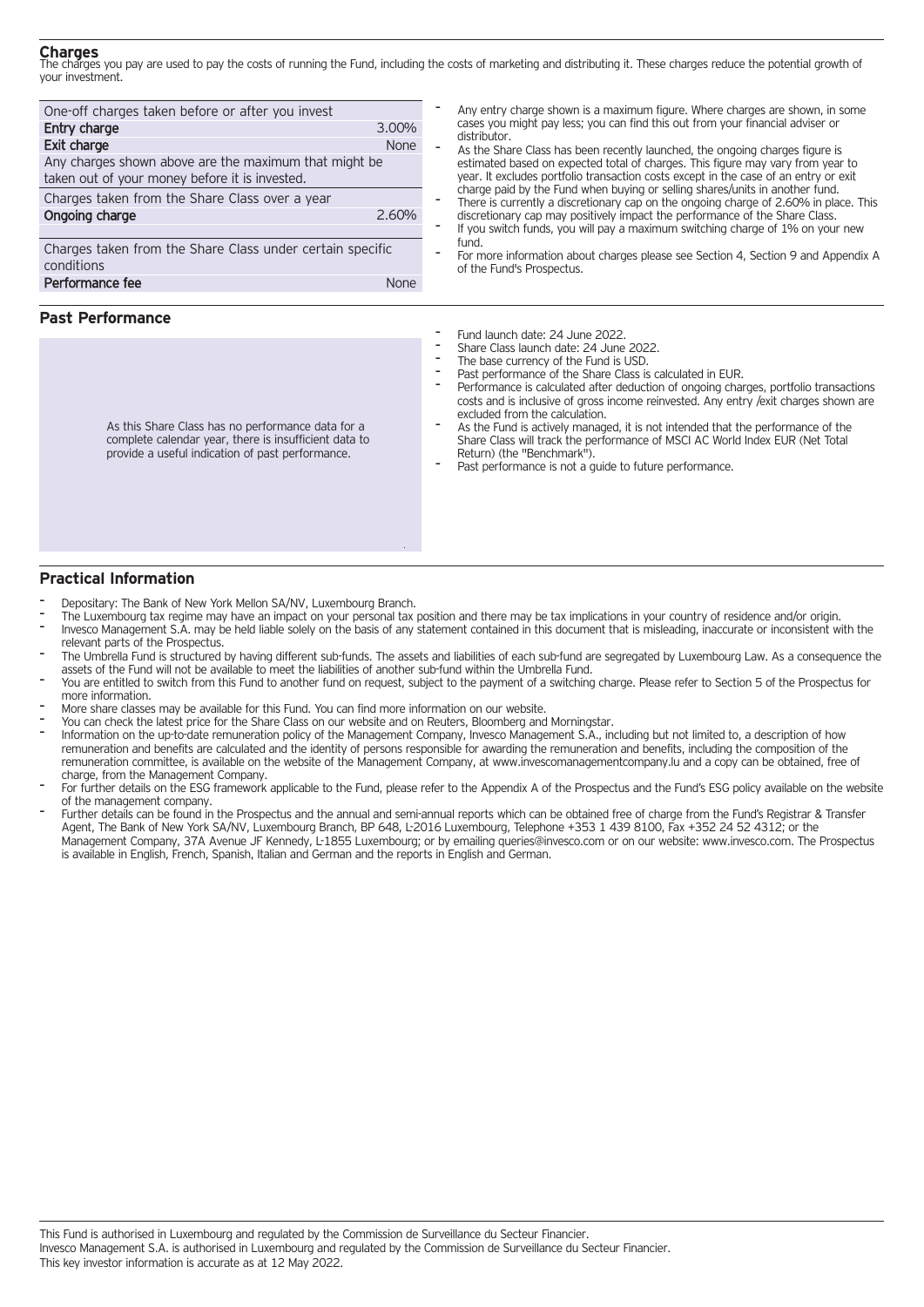## Charges

The charges you pay are used to pay the costs of running the Fund, including the costs of marketing and distributing it. These charges reduce the potential growth of your investment.

| One-off charges taken before or after you invest | |
|---|---|
| **Entry charge** | 3.00% |
| **Exit charge** | None |
| Any charges shown above are the maximum that might be taken out of your money before it is invested. | |
| Charges taken from the Share Class over a year | |
| **Ongoing charge** | 2.60% |
| Charges taken from the Share Class under certain specific conditions | |
| **Performance fee** | None |

- Any entry charge shown is a maximum figure. Where charges are shown, in some cases you might pay less; you can find this out from your financial adviser or distributor.
- As the Share Class has been recently launched, the ongoing charges figure is estimated based on expected total of charges. This figure may vary from year to year. It excludes portfolio transaction costs except in the case of an entry or exit charge paid by the Fund when buying or selling shares/units in another fund.
- There is currently a discretionary cap on the ongoing charge of 2.60% in place. This discretionary cap may positively impact the performance of the Share Class.
- If you switch funds, you will pay a maximum switching charge of 1% on your new fund.
- For more information about charges please see Section 4, Section 9 and Appendix A of the Fund's Prospectus.

## Past Performance

As this Share Class has no performance data for a complete calendar year, there is insufficient data to provide a useful indication of past performance.

- Fund launch date: 24 June 2022.
- Share Class launch date: 24 June 2022.
- The base currency of the Fund is USD.
- Past performance of the Share Class is calculated in EUR.
- Performance is calculated after deduction of ongoing charges, portfolio transactions costs and is inclusive of gross income reinvested. Any entry /exit charges shown are excluded from the calculation.
- As the Fund is actively managed, it is not intended that the performance of the Share Class will track the performance of MSCI AC World Index EUR (Net Total Return) (the "Benchmark").
- Past performance is not a guide to future performance.

## Practical Information

- Depositary: The Bank of New York Mellon SA/NV, Luxembourg Branch.
- The Luxembourg tax regime may have an impact on your personal tax position and there may be tax implications in your country of residence and/or origin.
- Invesco Management S.A. may be held liable solely on the basis of any statement contained in this document that is misleading, inaccurate or inconsistent with the relevant parts of the Prospectus.
- The Umbrella Fund is structured by having different sub-funds. The assets and liabilities of each sub-fund are segregated by Luxembourg Law. As a consequence the assets of the Fund will not be available to meet the liabilities of another sub-fund within the Umbrella Fund.
- You are entitled to switch from this Fund to another fund on request, subject to the payment of a switching charge. Please refer to Section 5 of the Prospectus for more information.
- More share classes may be available for this Fund. You can find more information on our website.
- You can check the latest price for the Share Class on our website and on Reuters, Bloomberg and Morningstar.
- Information on the up-to-date remuneration policy of the Management Company, Invesco Management S.A., including but not limited to, a description of how remuneration and benefits are calculated and the identity of persons responsible for awarding the remuneration and benefits, including the composition of the remuneration committee, is available on the website of the Management Company, at www.invescomanagementcompany.lu and a copy can be obtained, free of charge, from the Management Company.
- For further details on the ESG framework applicable to the Fund, please refer to the Appendix A of the Prospectus and the Fund's ESG policy available on the website of the management company.
- Further details can be found in the Prospectus and the annual and semi-annual reports which can be obtained free of charge from the Fund's Registrar & Transfer Agent, The Bank of New York SA/NV, Luxembourg Branch, BP 648, L-2016 Luxembourg, Telephone +353 1 439 8100, Fax +352 24 52 4312; or the Management Company, 37A Avenue JF Kennedy, L-1855 Luxembourg; or by emailing queries@invesco.com or on our website: www.invesco.com. The Prospectus is available in English, French, Spanish, Italian and German and the reports in English and German.

This Fund is authorised in Luxembourg and regulated by the Commission de Surveillance du Secteur Financier.
Invesco Management S.A. is authorised in Luxembourg and regulated by the Commission de Surveillance du Secteur Financier.
This key investor information is accurate as at 12 May 2022.